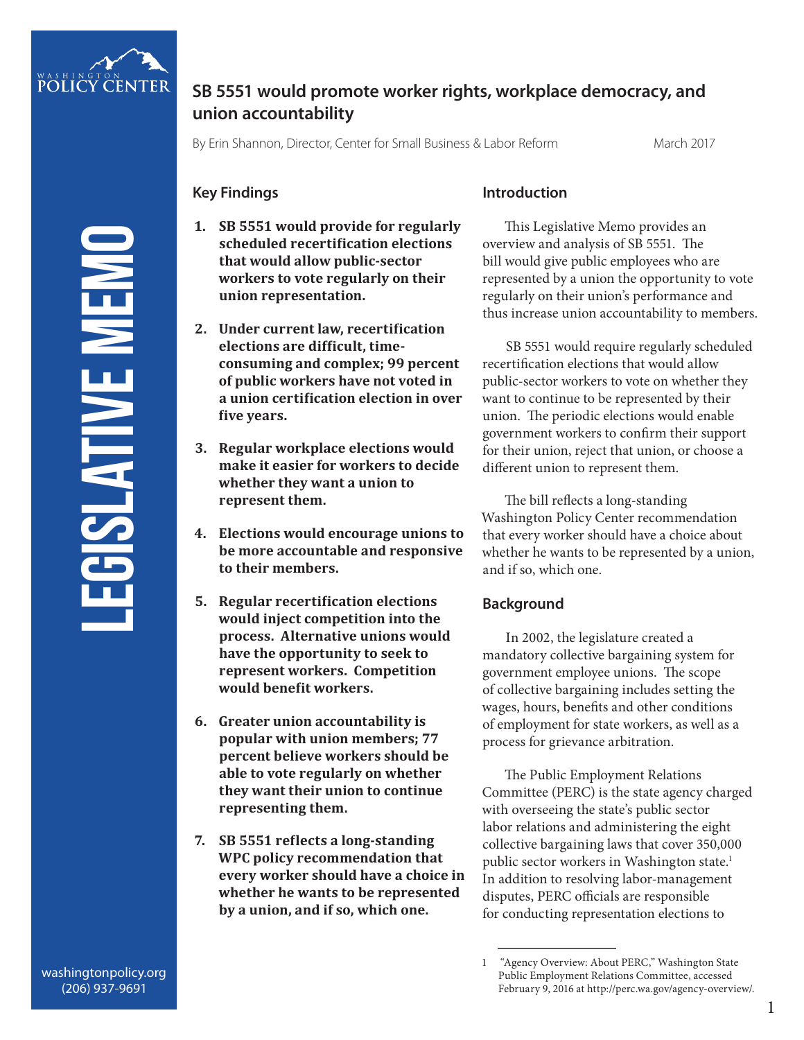# SB 5551 would promote worker rights, workplace democracy, and union accountability

By Erin Shannon, Director, Center for Small Business & Labor Reform

March 2017

LEGISLATIVE MEMO

## Key Findings

1. **SB 5551 would provide for regularly scheduled recertification elections that would allow public-sector workers to vote regularly on their union representation.**

2. **Under current law, recertification elections are difficult, time-consuming and complex; 99 percent of public workers have not voted in a union certification election in over five years.**

3. **Regular workplace elections would make it easier for workers to decide whether they want a union to represent them.**

4. **Elections would encourage unions to be more accountable and responsive to their members.**

5. **Regular recertification elections would inject competition into the process. Alternative unions would have the opportunity to seek to represent workers. Competition would benefit workers.**

6. **Greater union accountability is popular with union members; 77 percent believe workers should be able to vote regularly on whether they want their union to continue representing them.**

7. **SB 5551 reflects a long-standing WPC policy recommendation that every worker should have a choice in whether he wants to be represented by a union, and if so, which one.**

## Introduction

This Legislative Memo provides an overview and analysis of SB 5551. The bill would give public employees who are represented by a union the opportunity to vote regularly on their union's performance and thus increase union accountability to members.

SB 5551 would require regularly scheduled recertification elections that would allow public-sector workers to vote on whether they want to continue to be represented by their union. The periodic elections would enable government workers to confirm their support for their union, reject that union, or choose a different union to represent them.

The bill reflects a long-standing Washington Policy Center recommendation that every worker should have a choice about whether he wants to be represented by a union, and if so, which one.

## Background

In 2002, the legislature created a mandatory collective bargaining system for government employee unions. The scope of collective bargaining includes setting the wages, hours, benefits and other conditions of employment for state workers, as well as a process for grievance arbitration.

The Public Employment Relations Committee (PERC) is the state agency charged with overseeing the state's public sector labor relations and administering the eight collective bargaining laws that cover 350,000 public sector workers in Washington state.[1] In addition to resolving labor-management disputes, PERC officials are responsible for conducting representation elections to

1 "Agency Overview: About PERC," Washington State Public Employment Relations Committee, accessed February 9, 2016 at http://perc.wa.gov/agency-overview/.

washingtonpolicy.org
(206) 937-9691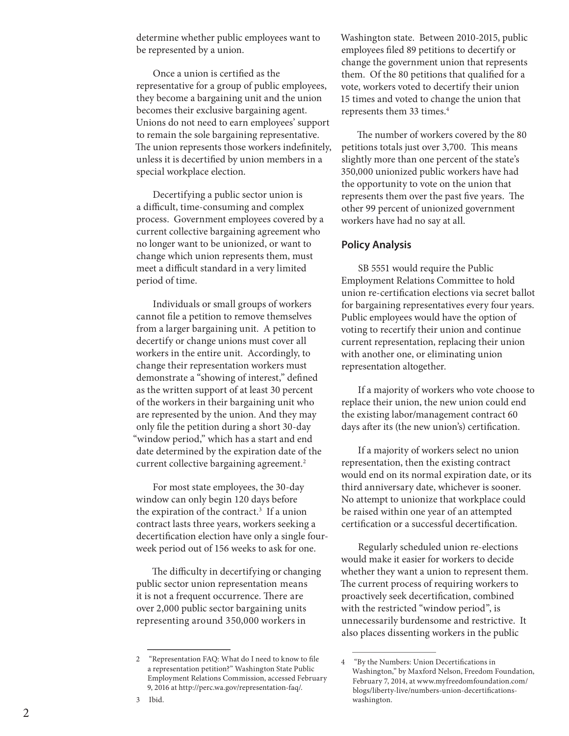determine whether public employees want to be represented by a union.

Once a union is certified as the representative for a group of public employees, they become a bargaining unit and the union becomes their exclusive bargaining agent. Unions do not need to earn employees' support to remain the sole bargaining representative. The union represents those workers indefinitely, unless it is decertified by union members in a special workplace election.

Decertifying a public sector union is a difficult, time-consuming and complex process. Government employees covered by a current collective bargaining agreement who no longer want to be unionized, or want to change which union represents them, must meet a difficult standard in a very limited period of time.

Individuals or small groups of workers cannot file a petition to remove themselves from a larger bargaining unit. A petition to decertify or change unions must cover all workers in the entire unit. Accordingly, to change their representation workers must demonstrate a "showing of interest," defined as the written support of at least 30 percent of the workers in their bargaining unit who are represented by the union. And they may only file the petition during a short 30-day "window period," which has a start and end date determined by the expiration date of the current collective bargaining agreement.[2]

For most state employees, the 30-day window can only begin 120 days before the expiration of the contract.[3] If a union contract lasts three years, workers seeking a decertification election have only a single four-week period out of 156 weeks to ask for one.

The difficulty in decertifying or changing public sector union representation means it is not a frequent occurrence. There are over 2,000 public sector bargaining units representing around 350,000 workers in Washington state. Between 2010-2015, public employees filed 89 petitions to decertify or change the government union that represents them. Of the 80 petitions that qualified for a vote, workers voted to decertify their union 15 times and voted to change the union that represents them 33 times.[4]

The number of workers covered by the 80 petitions totals just over 3,700. This means slightly more than one percent of the state's 350,000 unionized public workers have had the opportunity to vote on the union that represents them over the past five years. The other 99 percent of unionized government workers have had no say at all.

## Policy Analysis

SB 5551 would require the Public Employment Relations Committee to hold union re-certification elections via secret ballot for bargaining representatives every four years. Public employees would have the option of voting to recertify their union and continue current representation, replacing their union with another one, or eliminating union representation altogether.

If a majority of workers who vote choose to replace their union, the new union could end the existing labor/management contract 60 days after its (the new union's) certification.

If a majority of workers select no union representation, then the existing contract would end on its normal expiration date, or its third anniversary date, whichever is sooner. No attempt to unionize that workplace could be raised within one year of an attempted certification or a successful decertification.

Regularly scheduled union re-elections would make it easier for workers to decide whether they want a union to represent them. The current process of requiring workers to proactively seek decertification, combined with the restricted "window period", is unnecessarily burdensome and restrictive. It also places dissenting workers in the public

---

2 "Representation FAQ: What do I need to know to file a representation petition?" Washington State Public Employment Relations Commission, accessed February 9, 2016 at http://perc.wa.gov/representation-faq/.

3 Ibid.

4 "By the Numbers: Union Decertifications in Washington," by Maxford Nelson, Freedom Foundation, February 7, 2014, at www.myfreedomfoundation.com/blogs/liberty-live/numbers-union-decertifications-washington.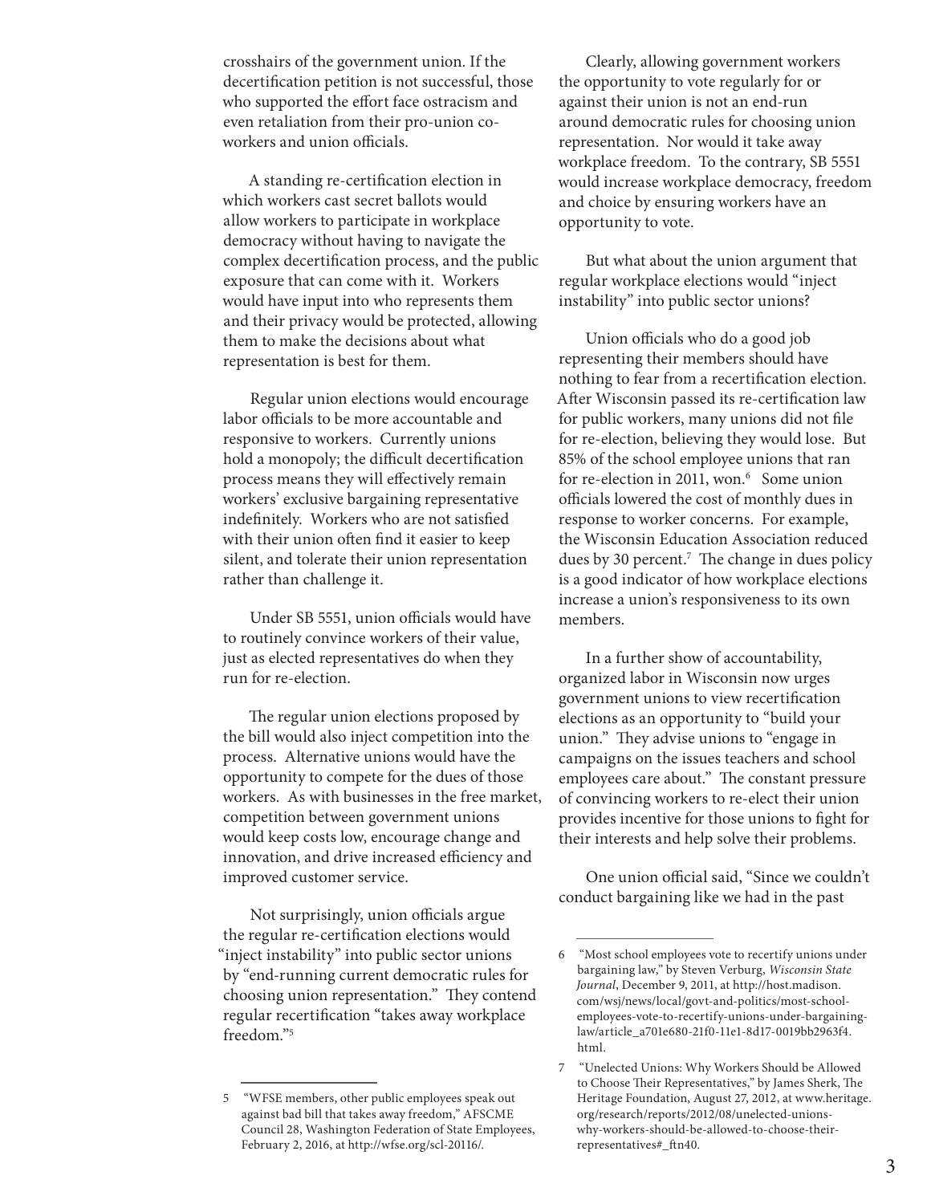crosshairs of the government union. If the decertification petition is not successful, those who supported the effort face ostracism and even retaliation from their pro-union co-workers and union officials.

A standing re-certification election in which workers cast secret ballots would allow workers to participate in workplace democracy without having to navigate the complex decertification process, and the public exposure that can come with it. Workers would have input into who represents them and their privacy would be protected, allowing them to make the decisions about what representation is best for them.

Regular union elections would encourage labor officials to be more accountable and responsive to workers. Currently unions hold a monopoly; the difficult decertification process means they will effectively remain workers' exclusive bargaining representative indefinitely. Workers who are not satisfied with their union often find it easier to keep silent, and tolerate their union representation rather than challenge it.

Under SB 5551, union officials would have to routinely convince workers of their value, just as elected representatives do when they run for re-election.

The regular union elections proposed by the bill would also inject competition into the process. Alternative unions would have the opportunity to compete for the dues of those workers. As with businesses in the free market, competition between government unions would keep costs low, encourage change and innovation, and drive increased efficiency and improved customer service.

Not surprisingly, union officials argue the regular re-certification elections would "inject instability" into public sector unions by "end-running current democratic rules for choosing union representation." They contend regular recertification "takes away workplace freedom."[5]

Clearly, allowing government workers the opportunity to vote regularly for or against their union is not an end-run around democratic rules for choosing union representation. Nor would it take away workplace freedom. To the contrary, SB 5551 would increase workplace democracy, freedom and choice by ensuring workers have an opportunity to vote.

But what about the union argument that regular workplace elections would "inject instability" into public sector unions?

Union officials who do a good job representing their members should have nothing to fear from a recertification election. After Wisconsin passed its re-certification law for public workers, many unions did not file for re-election, believing they would lose. But 85% of the school employee unions that ran for re-election in 2011, won.[6] Some union officials lowered the cost of monthly dues in response to worker concerns. For example, the Wisconsin Education Association reduced dues by 30 percent.[7] The change in dues policy is a good indicator of how workplace elections increase a union's responsiveness to its own members.

In a further show of accountability, organized labor in Wisconsin now urges government unions to view recertification elections as an opportunity to "build your union." They advise unions to "engage in campaigns on the issues teachers and school employees care about." The constant pressure of convincing workers to re-elect their union provides incentive for those unions to fight for their interests and help solve their problems.

One union official said, "Since we couldn't conduct bargaining like we had in the past

---

5 "WFSE members, other public employees speak out against bad bill that takes away freedom," AFSCME Council 28, Washington Federation of State Employees, February 2, 2016, at http://wfse.org/scl-20116/.

6 "Most school employees vote to recertify unions under bargaining law," by Steven Verburg, *Wisconsin State Journal*, December 9, 2011, at http://host.madison.com/wsj/news/local/govt-and-politics/most-school-employees-vote-to-recertify-unions-under-bargaining-law/article_a701e680-21f0-11e1-8d17-0019bb2963f4.html.

7 "Unelected Unions: Why Workers Should be Allowed to Choose Their Representatives," by James Sherk, The Heritage Foundation, August 27, 2012, at www.heritage.org/research/reports/2012/08/unelected-unions-why-workers-should-be-allowed-to-choose-their-representatives#_ftn40.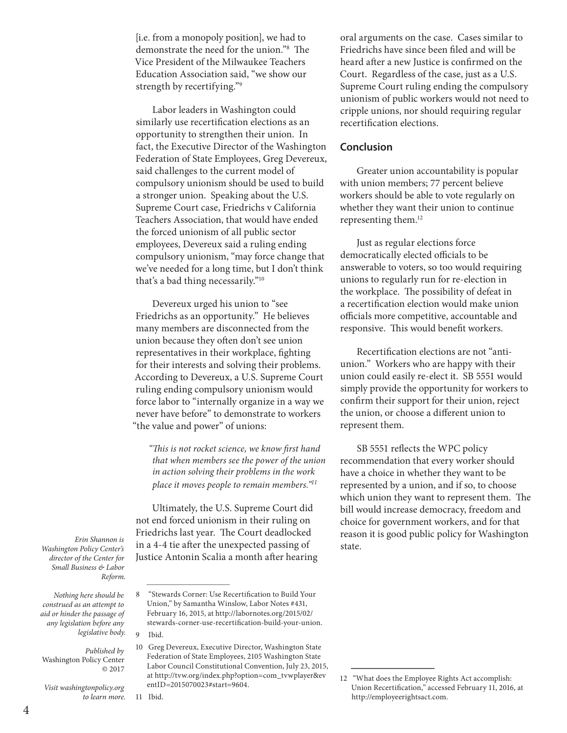[i.e. from a monopoly position], we had to demonstrate the need for the union."[8] The Vice President of the Milwaukee Teachers Education Association said, "we show our strength by recertifying."[9]

Labor leaders in Washington could similarly use recertification elections as an opportunity to strengthen their union. In fact, the Executive Director of the Washington Federation of State Employees, Greg Devereux, said challenges to the current model of compulsory unionism should be used to build a stronger union. Speaking about the U.S. Supreme Court case, Friedrichs v California Teachers Association, that would have ended the forced unionism of all public sector employees, Devereux said a ruling ending compulsory unionism, "may force change that we've needed for a long time, but I don't think that's a bad thing necessarily."[10]

Devereux urged his union to "see Friedrichs as an opportunity." He believes many members are disconnected from the union because they often don't see union representatives in their workplace, fighting for their interests and solving their problems. According to Devereux, a U.S. Supreme Court ruling ending compulsory unionism would force labor to "internally organize in a way we never have before" to demonstrate to workers "the value and power" of unions:

> *"This is not rocket science, we know first hand that when members see the power of the union in action solving their problems in the work place it moves people to remain members."[11]*

Ultimately, the U.S. Supreme Court did not end forced unionism in their ruling on Friedrichs last year. The Court deadlocked in a 4-4 tie after the unexpected passing of Justice Antonin Scalia a month after hearing oral arguments on the case. Cases similar to Friedrichs have since been filed and will be heard after a new Justice is confirmed on the Court. Regardless of the case, just as a U.S. Supreme Court ruling ending the compulsory unionism of public workers would not need to cripple unions, nor should requiring regular recertification elections.

## Conclusion

Greater union accountability is popular with union members; 77 percent believe workers should be able to vote regularly on whether they want their union to continue representing them.[12]

Just as regular elections force democratically elected officials to be answerable to voters, so too would requiring unions to regularly run for re-election in the workplace. The possibility of defeat in a recertification election would make union officials more competitive, accountable and responsive. This would benefit workers.

Recertification elections are not "anti-union." Workers who are happy with their union could easily re-elect it. SB 5551 would simply provide the opportunity for workers to confirm their support for their union, reject the union, or choose a different union to represent them.

SB 5551 reflects the WPC policy recommendation that every worker should have a choice in whether they want to be represented by a union, and if so, to choose which union they want to represent them. The bill would increase democracy, freedom and choice for government workers, and for that reason it is good public policy for Washington state.

*Erin Shannon is Washington Policy Center's director of the Center for Small Business & Labor Reform.*

*Nothing here should be construed as an attempt to aid or hinder the passage of any legislation before any legislative body.*

*Published by* Washington Policy Center © 2017

*Visit washingtonpolicy.org to learn more.*

---

8 "Stewards Corner: Use Recertification to Build Your Union," by Samantha Winslow, Labor Notes #431, February 16, 2015, at http://labornotes.org/2015/02/stewards-corner-use-recertification-build-your-union.

9 Ibid.

10 Greg Devereux, Executive Director, Washington State Federation of State Employees, 2105 Washington State Labor Council Constitutional Convention, July 23, 2015, at http://tvw.org/index.php?option=com_tvwplayer&eventID=2015070023#start=9604.

11 Ibid.

12 "What does the Employee Rights Act accomplish: Union Recertification," accessed February 11, 2016, at http://employeerightsact.com.